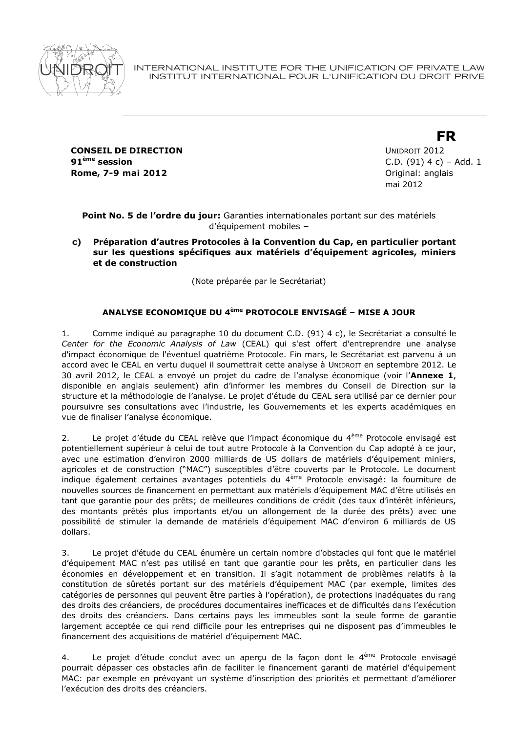INTERNATIONAL INSTITUTE FOR THE UNIFICATION OF PRIVATE LAW
INSTITUT INTERNATIONAL POUR L'UNIFICATION DU DROIT PRIVE

**FR**

**CONSEIL DE DIRECTION**
**91ème session**
**Rome, 7-9 mai 2012**

UNIDROIT 2012
C.D. (91) 4 c) – Add. 1
Original: anglais
mai 2012

**Point No. 5 de l'ordre du jour:** Garanties internationales portant sur des matériels d'équipement mobiles **–**

**c) Préparation d'autres Protocoles à la Convention du Cap, en particulier portant sur les questions spécifiques aux matériels d'équipement agricoles, miniers et de construction**

(Note préparée par le Secrétariat)

## ANALYSE ECONOMIQUE DU 4ème PROTOCOLE ENVISAGÉ – MISE A JOUR

1. Comme indiqué au paragraphe 10 du document C.D. (91) 4 c), le Secrétariat a consulté le *Center for the Economic Analysis of Law* (CEAL) qui s'est offert d'entreprendre une analyse d'impact économique de l'éventuel quatrième Protocole. Fin mars, le Secrétariat est parvenu à un accord avec le CEAL en vertu duquel il soumettrait cette analyse à UNIDROIT en septembre 2012. Le 30 avril 2012, le CEAL a envoyé un projet du cadre de l'analyse économique (voir l'**Annexe 1**, disponible en anglais seulement) afin d'informer les membres du Conseil de Direction sur la structure et la méthodologie de l'analyse. Le projet d'étude du CEAL sera utilisé par ce dernier pour poursuivre ses consultations avec l'industrie, les Gouvernements et les experts académiques en vue de finaliser l'analyse économique.

2. Le projet d'étude du CEAL relève que l'impact économique du 4ème Protocole envisagé est potentiellement supérieur à celui de tout autre Protocole à la Convention du Cap adopté à ce jour, avec une estimation d'environ 2000 milliards de US dollars de matériels d'équipement miniers, agricoles et de construction ("MAC") susceptibles d'être couverts par le Protocole. Le document indique également certaines avantages potentiels du 4ème Protocole envisagé: la fourniture de nouvelles sources de financement en permettant aux matériels d'équipement MAC d'être utilisés en tant que garantie pour des prêts; de meilleures conditions de crédit (des taux d'intérêt inférieurs, des montants prêtés plus importants et/ou un allongement de la durée des prêts) avec une possibilité de stimuler la demande de matériels d'équipement MAC d'environ 6 milliards de US dollars.

3. Le projet d'étude du CEAL énumère un certain nombre d'obstacles qui font que le matériel d'équipement MAC n'est pas utilisé en tant que garantie pour les prêts, en particulier dans les économies en développement et en transition. Il s'agit notamment de problèmes relatifs à la constitution de sûretés portant sur des matériels d'équipement MAC (par exemple, limites des catégories de personnes qui peuvent être parties à l'opération), de protections inadéquates du rang des droits des créanciers, de procédures documentaires inefficaces et de difficultés dans l'exécution des droits des créanciers. Dans certains pays les immeubles sont la seule forme de garantie largement acceptée ce qui rend difficile pour les entreprises qui ne disposent pas d'immeubles le financement des acquisitions de matériel d'équipement MAC.

4. Le projet d'étude conclut avec un aperçu de la façon dont le 4ème Protocole envisagé pourrait dépasser ces obstacles afin de faciliter le financement garanti de matériel d'équipement MAC: par exemple en prévoyant un système d'inscription des priorités et permettant d'améliorer l'exécution des droits des créanciers.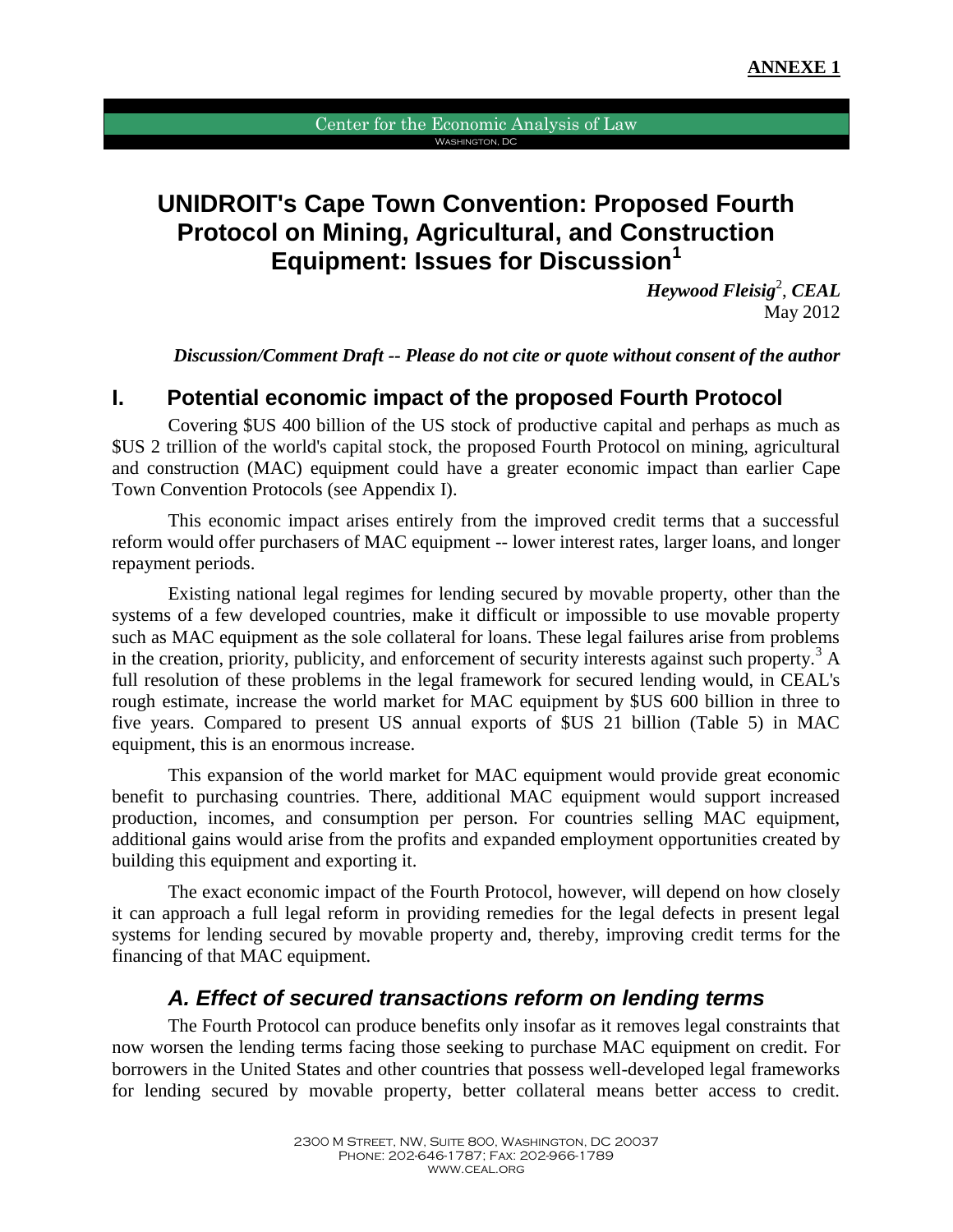**ANNEXE 1**

Center for the Economic Analysis of Law
Washington, DC

# UNIDROIT's Cape Town Convention: Proposed Fourth Protocol on Mining, Agricultural, and Construction Equipment: Issues for Discussion[1]

***Heywood Fleisig*[2], *CEAL***
May 2012

***Discussion/Comment Draft -- Please do not cite or quote without consent of the author***

## I. Potential economic impact of the proposed Fourth Protocol

Covering $US 400 billion of the US stock of productive capital and perhaps as much as $US 2 trillion of the world's capital stock, the proposed Fourth Protocol on mining, agricultural and construction (MAC) equipment could have a greater economic impact than earlier Cape Town Convention Protocols (see Appendix I).

This economic impact arises entirely from the improved credit terms that a successful reform would offer purchasers of MAC equipment -- lower interest rates, larger loans, and longer repayment periods.

Existing national legal regimes for lending secured by movable property, other than the systems of a few developed countries, make it difficult or impossible to use movable property such as MAC equipment as the sole collateral for loans. These legal failures arise from problems in the creation, priority, publicity, and enforcement of security interests against such property.[3] A full resolution of these problems in the legal framework for secured lending would, in CEAL's rough estimate, increase the world market for MAC equipment by $US 600 billion in three to five years. Compared to present US annual exports of $US 21 billion (Table 5) in MAC equipment, this is an enormous increase.

This expansion of the world market for MAC equipment would provide great economic benefit to purchasing countries. There, additional MAC equipment would support increased production, incomes, and consumption per person. For countries selling MAC equipment, additional gains would arise from the profits and expanded employment opportunities created by building this equipment and exporting it.

The exact economic impact of the Fourth Protocol, however, will depend on how closely it can approach a full legal reform in providing remedies for the legal defects in present legal systems for lending secured by movable property and, thereby, improving credit terms for the financing of that MAC equipment.

### *A. Effect of secured transactions reform on lending terms*

The Fourth Protocol can produce benefits only insofar as it removes legal constraints that now worsen the lending terms facing those seeking to purchase MAC equipment on credit. For borrowers in the United States and other countries that possess well-developed legal frameworks for lending secured by movable property, better collateral means better access to credit.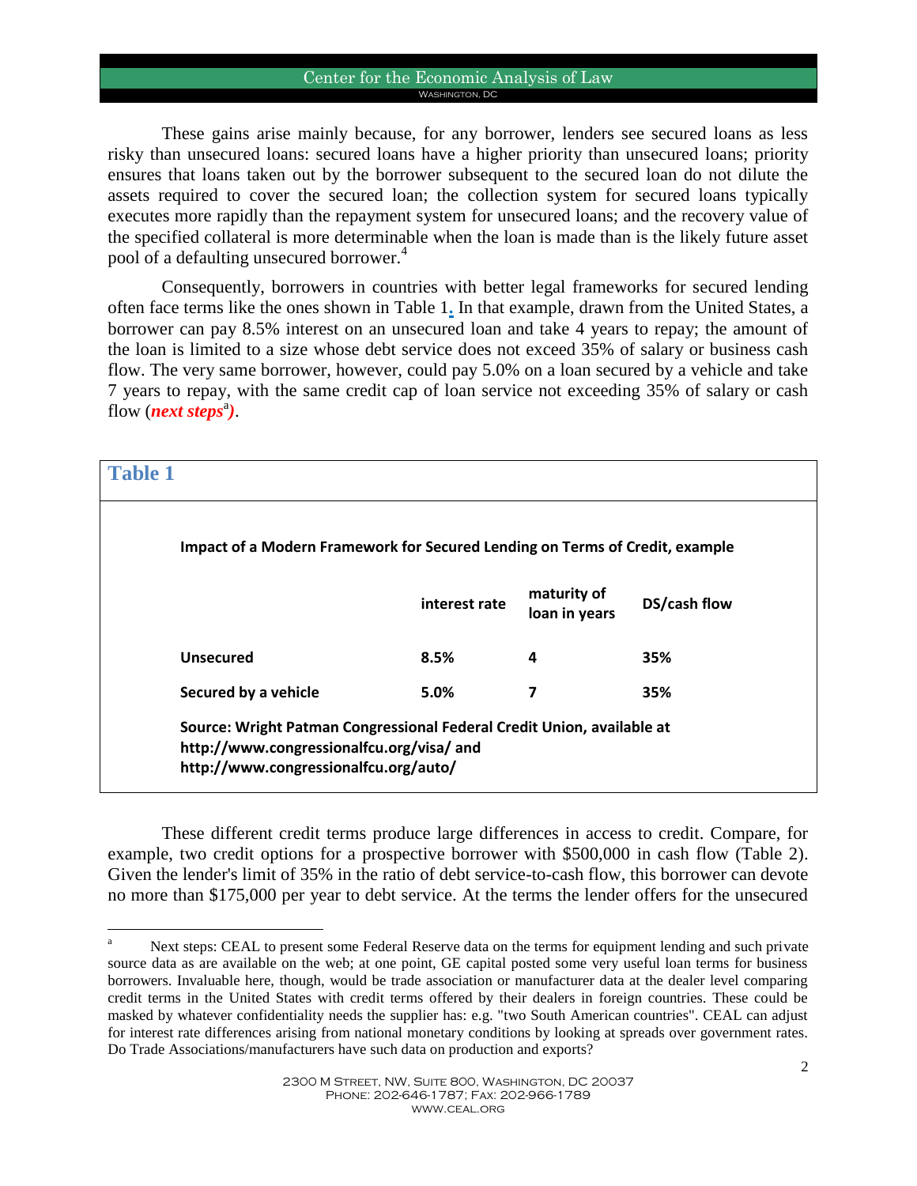These gains arise mainly because, for any borrower, lenders see secured loans as less risky than unsecured loans: secured loans have a higher priority than unsecured loans; priority ensures that loans taken out by the borrower subsequent to the secured loan do not dilute the assets required to cover the secured loan; the collection system for secured loans typically executes more rapidly than the repayment system for unsecured loans; and the recovery value of the specified collateral is more determinable when the loan is made than is the likely future asset pool of a defaulting unsecured borrower.[4]

Consequently, borrowers in countries with better legal frameworks for secured lending often face terms like the ones shown in Table 1. In that example, drawn from the United States, a borrower can pay 8.5% interest on an unsecured loan and take 4 years to repay; the amount of the loan is limited to a size whose debt service does not exceed 35% of salary or business cash flow. The very same borrower, however, could pay 5.0% on a loan secured by a vehicle and take 7 years to repay, with the same credit cap of loan service not exceeding 35% of salary or cash flow (***next steps***[a]).

## Table 1

**Impact of a Modern Framework for Secured Lending on Terms of Credit, example**

| | interest rate | maturity of loan in years | DS/cash flow |
|---|---|---|---|
| **Unsecured** | **8.5%** | **4** | **35%** |
| **Secured by a vehicle** | **5.0%** | **7** | **35%** |

**Source: Wright Patman Congressional Federal Credit Union, available at http://www.congressionalfcu.org/visa/ and http://www.congressionalfcu.org/auto/**

These different credit terms produce large differences in access to credit. Compare, for example, two credit options for a prospective borrower with $500,000 in cash flow (Table 2). Given the lender's limit of 35% in the ratio of debt service-to-cash flow, this borrower can devote no more than $175,000 per year to debt service. At the terms the lender offers for the unsecured

---

[a] Next steps: CEAL to present some Federal Reserve data on the terms for equipment lending and such private source data as are available on the web; at one point, GE capital posted some very useful loan terms for business borrowers. Invaluable here, though, would be trade association or manufacturer data at the dealer level comparing credit terms in the United States with credit terms offered by their dealers in foreign countries. These could be masked by whatever confidentiality needs the supplier has: e.g. "two South American countries". CEAL can adjust for interest rate differences arising from national monetary conditions by looking at spreads over government rates. Do Trade Associations/manufacturers have such data on production and exports?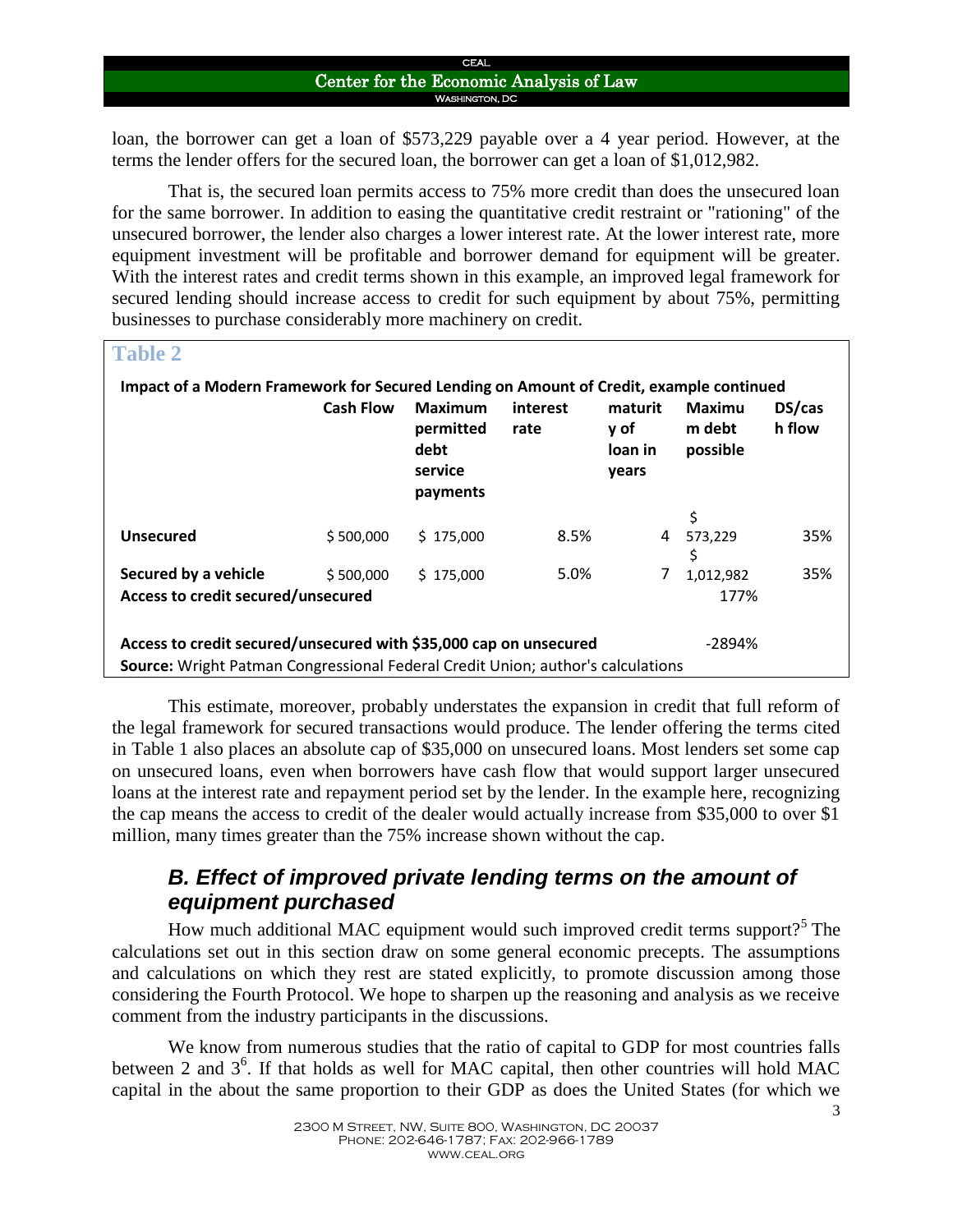loan, the borrower can get a loan of $573,229 payable over a 4 year period. However, at the terms the lender offers for the secured loan, the borrower can get a loan of $1,012,982.

That is, the secured loan permits access to 75% more credit than does the unsecured loan for the same borrower. In addition to easing the quantitative credit restraint or "rationing" of the unsecured borrower, the lender also charges a lower interest rate. At the lower interest rate, more equipment investment will be profitable and borrower demand for equipment will be greater. With the interest rates and credit terms shown in this example, an improved legal framework for secured lending should increase access to credit for such equipment by about 75%, permitting businesses to purchase considerably more machinery on credit.

**Table 2**

**Impact of a Modern Framework for Secured Lending on Amount of Credit, example continued**

| | Cash Flow | Maximum permitted debt service payments | interest rate | maturity of loan in years | Maximum debt possible | DS/cash flow |
|---|---|---|---|---|---|---|
| **Unsecured** | $ 500,000 | $ 175,000 | 8.5% | 4 | $ 573,229 | 35% |
| **Secured by a vehicle** | $ 500,000 | $ 175,000 | 5.0% | 7 | $ 1,012,982 | 35% |
| **Access to credit secured/unsecured** | | | | | 177% | |
| **Access to credit secured/unsecured with $35,000 cap on unsecured** | | | | | -2894% | |

**Source:** Wright Patman Congressional Federal Credit Union; author's calculations

This estimate, moreover, probably understates the expansion in credit that full reform of the legal framework for secured transactions would produce. The lender offering the terms cited in Table 1 also places an absolute cap of $35,000 on unsecured loans. Most lenders set some cap on unsecured loans, even when borrowers have cash flow that would support larger unsecured loans at the interest rate and repayment period set by the lender. In the example here, recognizing the cap means the access to credit of the dealer would actually increase from $35,000 to over $1 million, many times greater than the 75% increase shown without the cap.

## *B. Effect of improved private lending terms on the amount of equipment purchased*

How much additional MAC equipment would such improved credit terms support?[5] The calculations set out in this section draw on some general economic precepts. The assumptions and calculations on which they rest are stated explicitly, to promote discussion among those considering the Fourth Protocol. We hope to sharpen up the reasoning and analysis as we receive comment from the industry participants in the discussions.

We know from numerous studies that the ratio of capital to GDP for most countries falls between 2 and 3[6]. If that holds as well for MAC capital, then other countries will hold MAC capital in the about the same proportion to their GDP as does the United States (for which we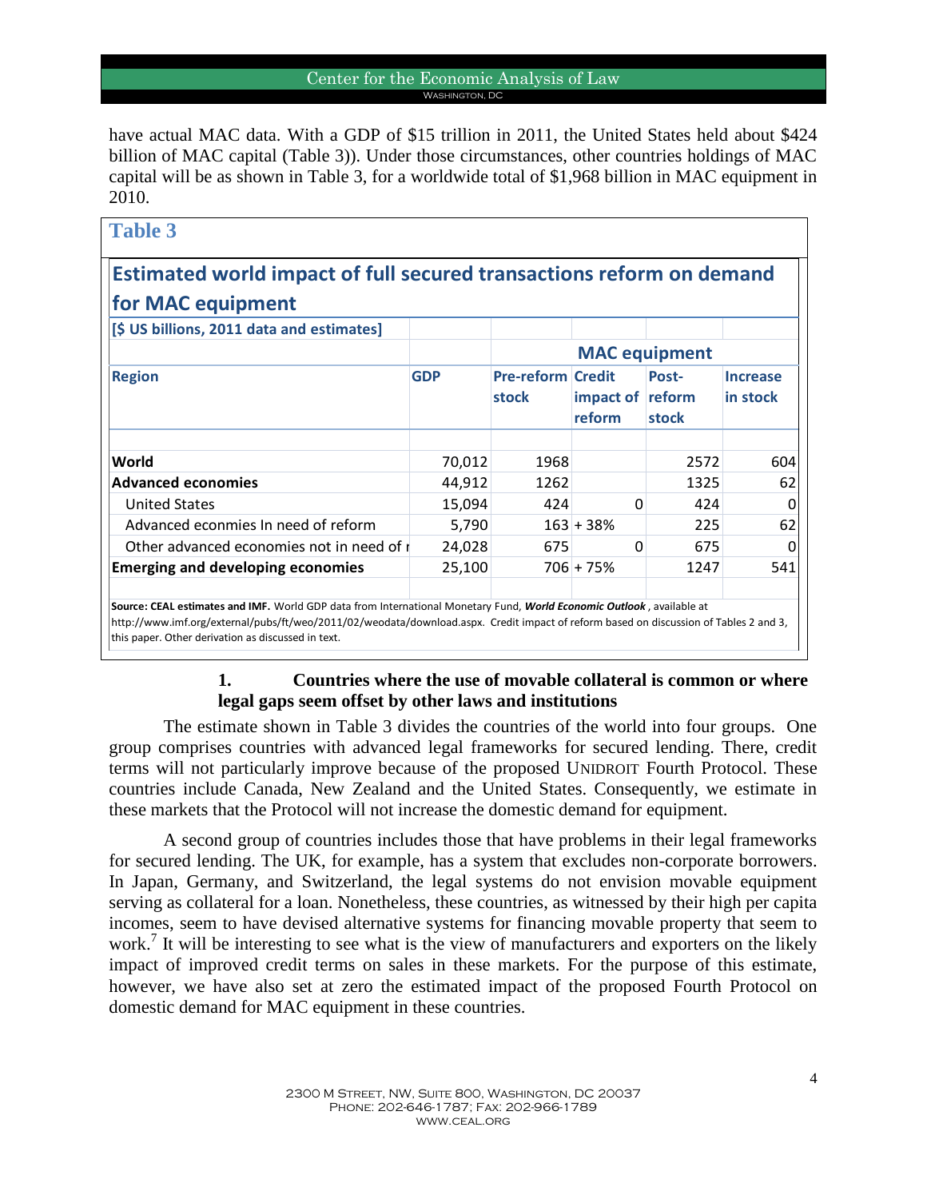have actual MAC data. With a GDP of $15 trillion in 2011, the United States held about $424 billion of MAC capital (Table 3)). Under those circumstances, other countries holdings of MAC capital will be as shown in Table 3, for a worldwide total of $1,968 billion in MAC equipment in 2010.

## Table 3

### Estimated world impact of full secured transactions reform on demand for MAC equipment

**[$ US billions, 2011 data and estimates]**

| | | MAC equipment | | | |
|---|---|---|---|---|---|
| **Region** | **GDP** | **Pre-reform stock** | **Credit impact of reform** | **Post-reform stock** | **Increase in stock** |
| **World** | 70,012 | 1968 | | 2572 | 604 |
| **Advanced economies** | 44,912 | 1262 | | 1325 | 62 |
| United States | 15,094 | 424 | 0 | 424 | 0 |
| Advanced econimes In need of reform | 5,790 | 163 | + 38% | 225 | 62 |
| Other advanced economies not in need of r | 24,028 | 675 | 0 | 675 | 0 |
| **Emerging and developing economies** | 25,100 | 706 | + 75% | 1247 | 541 |

**Source: CEAL estimates and IMF.** World GDP data from International Monetary Fund, ***World Economic Outlook***, available at http://www.imf.org/external/pubs/ft/weo/2011/02/weodata/download.aspx. Credit impact of reform based on discussion of Tables 2 and 3, this paper. Other derivation as discussed in text.

### 1. Countries where the use of movable collateral is common or where legal gaps seem offset by other laws and institutions

The estimate shown in Table 3 divides the countries of the world into four groups. One group comprises countries with advanced legal frameworks for secured lending. There, credit terms will not particularly improve because of the proposed UNIDROIT Fourth Protocol. These countries include Canada, New Zealand and the United States. Consequently, we estimate in these markets that the Protocol will not increase the domestic demand for equipment.

A second group of countries includes those that have problems in their legal frameworks for secured lending. The UK, for example, has a system that excludes non-corporate borrowers. In Japan, Germany, and Switzerland, the legal systems do not envision movable equipment serving as collateral for a loan. Nonetheless, these countries, as witnessed by their high per capita incomes, seem to have devised alternative systems for financing movable property that seem to work.[7] It will be interesting to see what is the view of manufacturers and exporters on the likely impact of improved credit terms on sales in these markets. For the purpose of this estimate, however, we have also set at zero the estimated impact of the proposed Fourth Protocol on domestic demand for MAC equipment in these countries.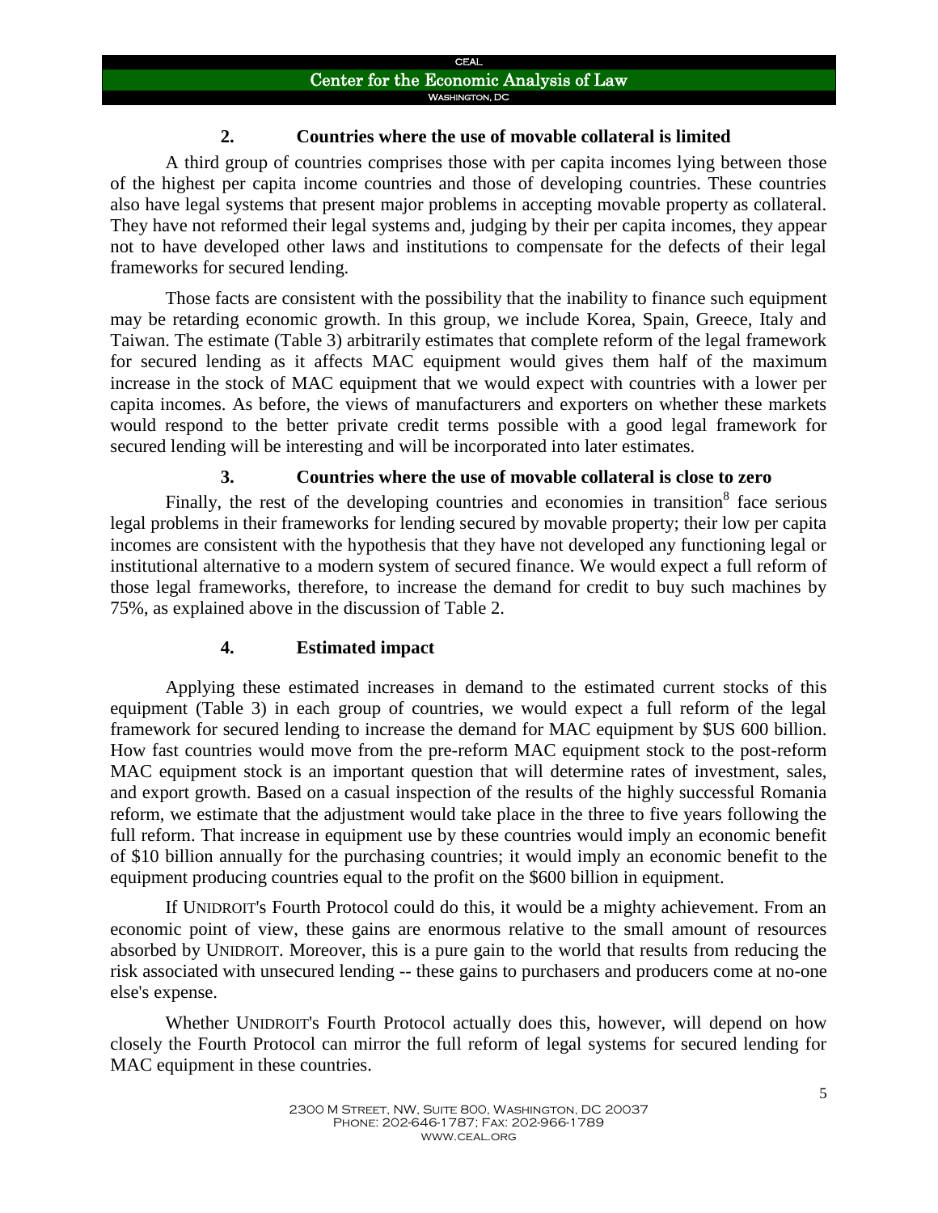### 2. Countries where the use of movable collateral is limited

A third group of countries comprises those with per capita incomes lying between those of the highest per capita income countries and those of developing countries. These countries also have legal systems that present major problems in accepting movable property as collateral. They have not reformed their legal systems and, judging by their per capita incomes, they appear not to have developed other laws and institutions to compensate for the defects of their legal frameworks for secured lending.

Those facts are consistent with the possibility that the inability to finance such equipment may be retarding economic growth. In this group, we include Korea, Spain, Greece, Italy and Taiwan. The estimate (Table 3) arbitrarily estimates that complete reform of the legal framework for secured lending as it affects MAC equipment would gives them half of the maximum increase in the stock of MAC equipment that we would expect with countries with a lower per capita incomes. As before, the views of manufacturers and exporters on whether these markets would respond to the better private credit terms possible with a good legal framework for secured lending will be interesting and will be incorporated into later estimates.

### 3. Countries where the use of movable collateral is close to zero

Finally, the rest of the developing countries and economies in transition[8] face serious legal problems in their frameworks for lending secured by movable property; their low per capita incomes are consistent with the hypothesis that they have not developed any functioning legal or institutional alternative to a modern system of secured finance. We would expect a full reform of those legal frameworks, therefore, to increase the demand for credit to buy such machines by 75%, as explained above in the discussion of Table 2.

### 4. Estimated impact

Applying these estimated increases in demand to the estimated current stocks of this equipment (Table 3) in each group of countries, we would expect a full reform of the legal framework for secured lending to increase the demand for MAC equipment by $US 600 billion. How fast countries would move from the pre-reform MAC equipment stock to the post-reform MAC equipment stock is an important question that will determine rates of investment, sales, and export growth. Based on a casual inspection of the results of the highly successful Romania reform, we estimate that the adjustment would take place in the three to five years following the full reform. That increase in equipment use by these countries would imply an economic benefit of $10 billion annually for the purchasing countries; it would imply an economic benefit to the equipment producing countries equal to the profit on the $600 billion in equipment.

If UNIDROIT's Fourth Protocol could do this, it would be a mighty achievement. From an economic point of view, these gains are enormous relative to the small amount of resources absorbed by UNIDROIT. Moreover, this is a pure gain to the world that results from reducing the risk associated with unsecured lending -- these gains to purchasers and producers come at no-one else's expense.

Whether UNIDROIT's Fourth Protocol actually does this, however, will depend on how closely the Fourth Protocol can mirror the full reform of legal systems for secured lending for MAC equipment in these countries.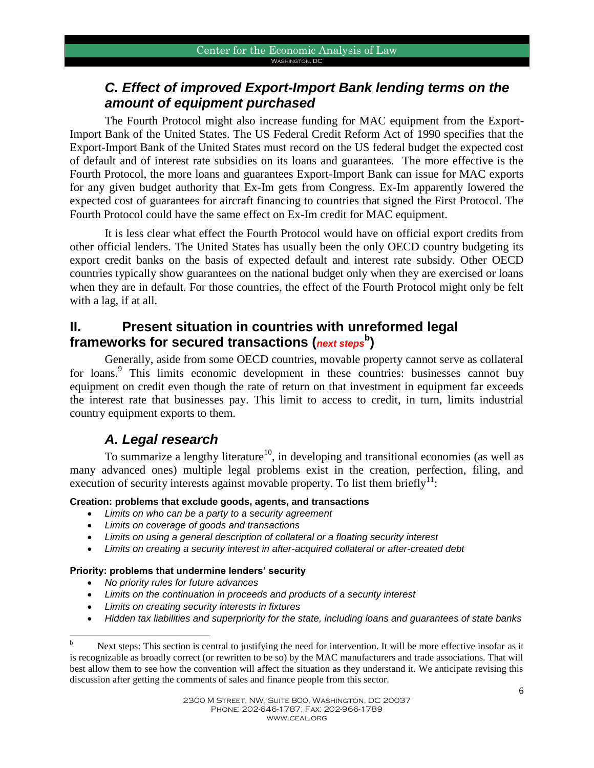### *C. Effect of improved Export-Import Bank lending terms on the amount of equipment purchased*

The Fourth Protocol might also increase funding for MAC equipment from the Export-Import Bank of the United States. The US Federal Credit Reform Act of 1990 specifies that the Export-Import Bank of the United States must record on the US federal budget the expected cost of default and of interest rate subsidies on its loans and guarantees. The more effective is the Fourth Protocol, the more loans and guarantees Export-Import Bank can issue for MAC exports for any given budget authority that Ex-Im gets from Congress. Ex-Im apparently lowered the expected cost of guarantees for aircraft financing to countries that signed the First Protocol. The Fourth Protocol could have the same effect on Ex-Im credit for MAC equipment.

It is less clear what effect the Fourth Protocol would have on official export credits from other official lenders. The United States has usually been the only OECD country budgeting its export credit banks on the basis of expected default and interest rate subsidy. Other OECD countries typically show guarantees on the national budget only when they are exercised or loans when they are in default. For those countries, the effect of the Fourth Protocol might only be felt with a lag, if at all.

## II. Present situation in countries with unreformed legal frameworks for secured transactions (*next steps*[b])

Generally, aside from some OECD countries, movable property cannot serve as collateral for loans.[9] This limits economic development in these countries: businesses cannot buy equipment on credit even though the rate of return on that investment in equipment far exceeds the interest rate that businesses pay. This limit to access to credit, in turn, limits industrial country equipment exports to them.

### *A. Legal research*

To summarize a lengthy literature[10], in developing and transitional economies (as well as many advanced ones) multiple legal problems exist in the creation, perfection, filing, and execution of security interests against movable property. To list them briefly[11]:

**Creation: problems that exclude goods, agents, and transactions**

- *Limits on who can be a party to a security agreement*
- *Limits on coverage of goods and transactions*
- *Limits on using a general description of collateral or a floating security interest*
- *Limits on creating a security interest in after-acquired collateral or after-created debt*

**Priority: problems that undermine lenders' security**

- *No priority rules for future advances*
- *Limits on the continuation in proceeds and products of a security interest*
- *Limits on creating security interests in fixtures*
- *Hidden tax liabilities and superpriority for the state, including loans and guarantees of state banks*

---

[b] Next steps: This section is central to justifying the need for intervention. It will be more effective insofar as it is recognizable as broadly correct (or rewritten to be so) by the MAC manufacturers and trade associations. That will best allow them to see how the convention will affect the situation as they understand it. We anticipate revising this discussion after getting the comments of sales and finance people from this sector.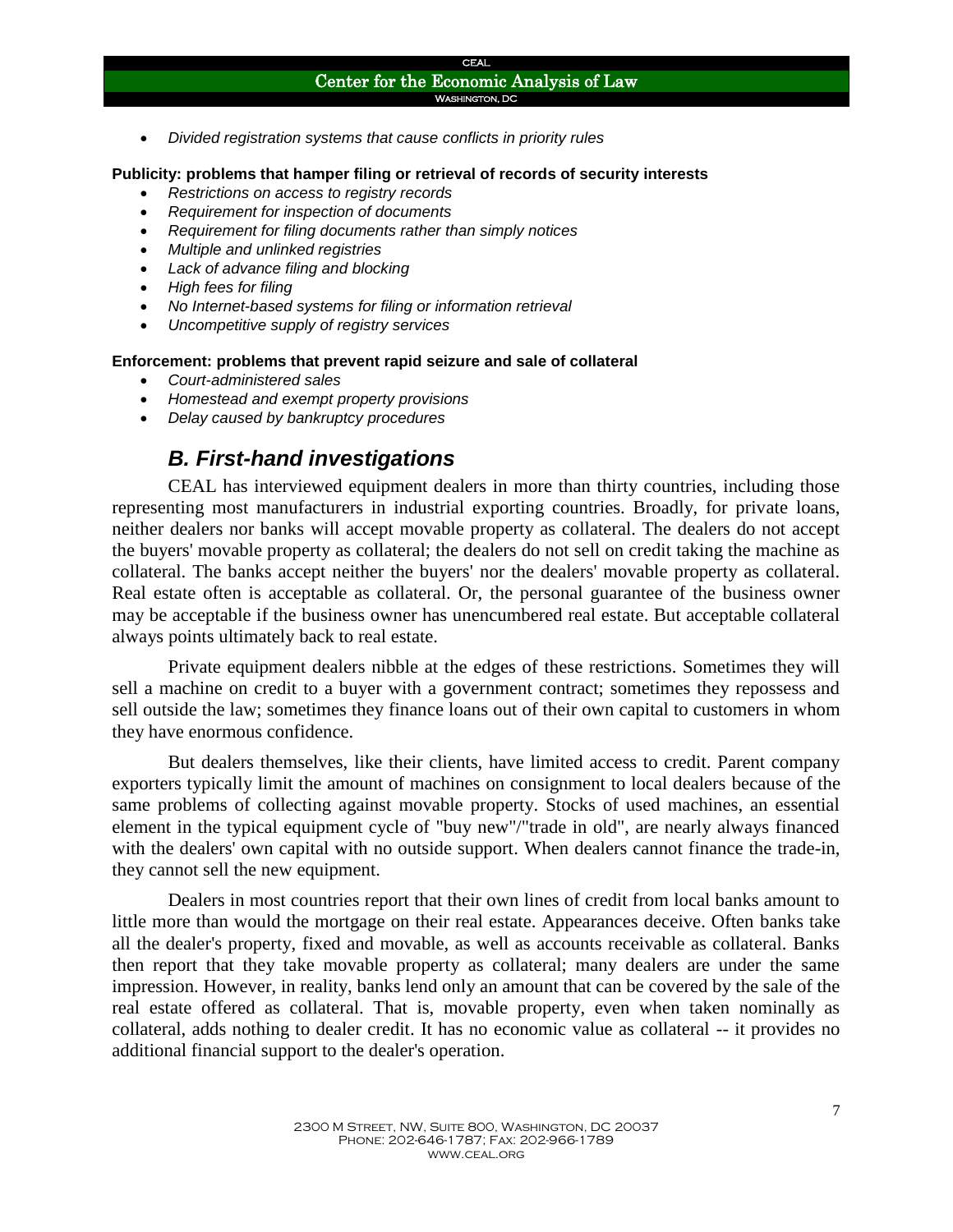- *Divided registration systems that cause conflicts in priority rules*

**Publicity: problems that hamper filing or retrieval of records of security interests**

- *Restrictions on access to registry records*
- *Requirement for inspection of documents*
- *Requirement for filing documents rather than simply notices*
- *Multiple and unlinked registries*
- *Lack of advance filing and blocking*
- *High fees for filing*
- *No Internet-based systems for filing or information retrieval*
- *Uncompetitive supply of registry services*

**Enforcement: problems that prevent rapid seizure and sale of collateral**

- *Court-administered sales*
- *Homestead and exempt property provisions*
- *Delay caused by bankruptcy procedures*

## *B. First-hand investigations*

CEAL has interviewed equipment dealers in more than thirty countries, including those representing most manufacturers in industrial exporting countries. Broadly, for private loans, neither dealers nor banks will accept movable property as collateral. The dealers do not accept the buyers' movable property as collateral; the dealers do not sell on credit taking the machine as collateral. The banks accept neither the buyers' nor the dealers' movable property as collateral. Real estate often is acceptable as collateral. Or, the personal guarantee of the business owner may be acceptable if the business owner has unencumbered real estate. But acceptable collateral always points ultimately back to real estate.

Private equipment dealers nibble at the edges of these restrictions. Sometimes they will sell a machine on credit to a buyer with a government contract; sometimes they repossess and sell outside the law; sometimes they finance loans out of their own capital to customers in whom they have enormous confidence.

But dealers themselves, like their clients, have limited access to credit. Parent company exporters typically limit the amount of machines on consignment to local dealers because of the same problems of collecting against movable property. Stocks of used machines, an essential element in the typical equipment cycle of "buy new"/"trade in old", are nearly always financed with the dealers' own capital with no outside support. When dealers cannot finance the trade-in, they cannot sell the new equipment.

Dealers in most countries report that their own lines of credit from local banks amount to little more than would the mortgage on their real estate. Appearances deceive. Often banks take all the dealer's property, fixed and movable, as well as accounts receivable as collateral. Banks then report that they take movable property as collateral; many dealers are under the same impression. However, in reality, banks lend only an amount that can be covered by the sale of the real estate offered as collateral. That is, movable property, even when taken nominally as collateral, adds nothing to dealer credit. It has no economic value as collateral -- it provides no additional financial support to the dealer's operation.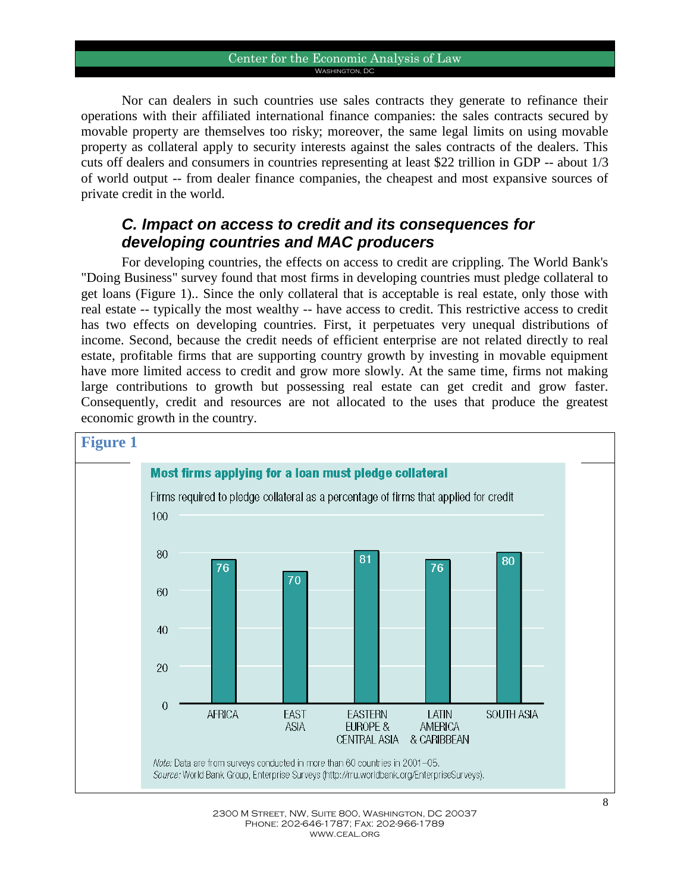Nor can dealers in such countries use sales contracts they generate to refinance their operations with their affiliated international finance companies: the sales contracts secured by movable property are themselves too risky; moreover, the same legal limits on using movable property as collateral apply to security interests against the sales contracts of the dealers. This cuts off dealers and consumers in countries representing at least $22 trillion in GDP -- about 1/3 of world output -- from dealer finance companies, the cheapest and most expansive sources of private credit in the world.

### *C. Impact on access to credit and its consequences for developing countries and MAC producers*

For developing countries, the effects on access to credit are crippling. The World Bank's "Doing Business" survey found that most firms in developing countries must pledge collateral to get loans (Figure 1).. Since the only collateral that is acceptable is real estate, only those with real estate -- typically the most wealthy -- have access to credit. This restrictive access to credit has two effects on developing countries. First, it perpetuates very unequal distributions of income. Second, because the credit needs of efficient enterprise are not related directly to real estate, profitable firms that are supporting country growth by investing in movable equipment have more limited access to credit and grow more slowly. At the same time, firms not making large contributions to growth but possessing real estate can get credit and grow faster. Consequently, credit and resources are not allocated to the uses that produce the greatest economic growth in the country.

**Figure 1**

**Most firms applying for a loan must pledge collateral**

Firms required to pledge collateral as a percentage of firms that applied for credit

| Region | Percentage |
|---|---|
| Africa | 76 |
| East Asia | 70 |
| Eastern Europe & Central Asia | 81 |
| Latin America & Caribbean | 76 |
| South Asia | 80 |

*Note:* Data are from surveys conducted in more than 60 countries in 2001–05.
*Source:* World Bank Group, Enterprise Surveys (http://rru.worldbank.org/EnterpriseSurveys).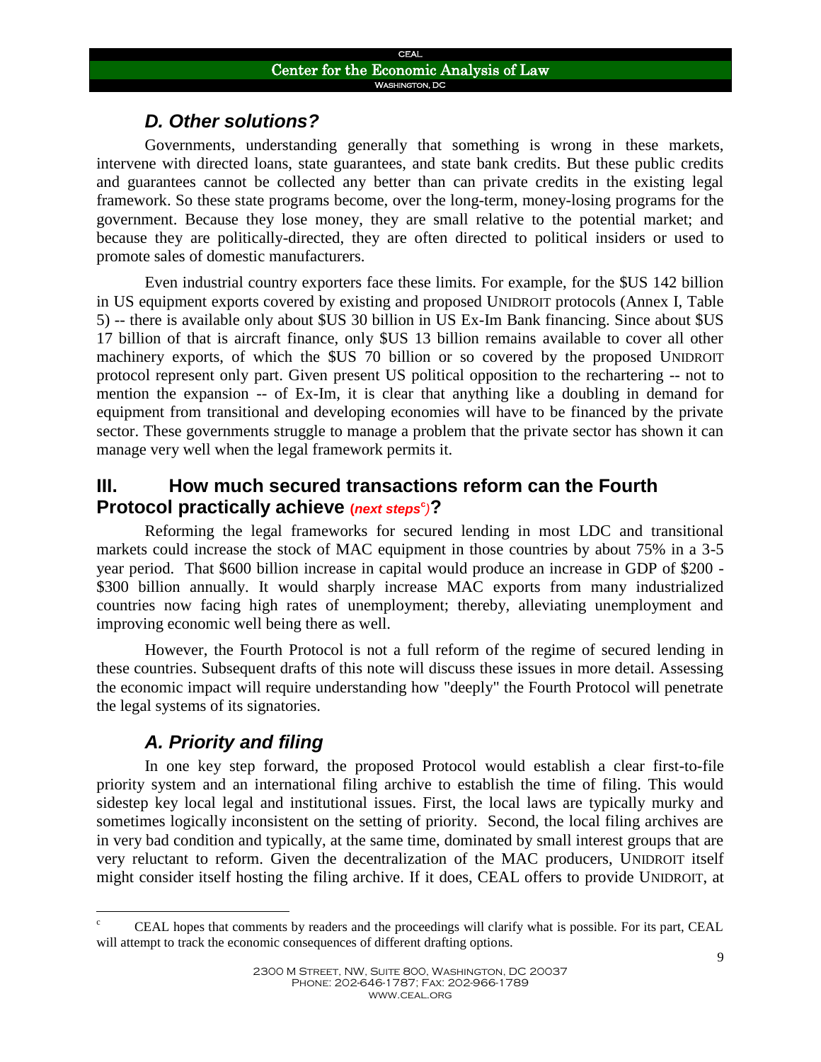### *D. Other solutions?*

Governments, understanding generally that something is wrong in these markets, intervene with directed loans, state guarantees, and state bank credits. But these public credits and guarantees cannot be collected any better than can private credits in the existing legal framework. So these state programs become, over the long-term, money-losing programs for the government. Because they lose money, they are small relative to the potential market; and because they are politically-directed, they are often directed to political insiders or used to promote sales of domestic manufacturers.

Even industrial country exporters face these limits. For example, for the $US 142 billion in US equipment exports covered by existing and proposed UNIDROIT protocols (Annex I, Table 5) -- there is available only about $US 30 billion in US Ex-Im Bank financing. Since about $US 17 billion of that is aircraft finance, only $US 13 billion remains available to cover all other machinery exports, of which the $US 70 billion or so covered by the proposed UNIDROIT protocol represent only part. Given present US political opposition to the rechartering -- not to mention the expansion -- of Ex-Im, it is clear that anything like a doubling in demand for equipment from transitional and developing economies will have to be financed by the private sector. These governments struggle to manage a problem that the private sector has shown it can manage very well when the legal framework permits it.

## III. How much secured transactions reform can the Fourth Protocol practically achieve (*next steps*[c])?

Reforming the legal frameworks for secured lending in most LDC and transitional markets could increase the stock of MAC equipment in those countries by about 75% in a 3-5 year period. That $600 billion increase in capital would produce an increase in GDP of $200 - $300 billion annually. It would sharply increase MAC exports from many industrialized countries now facing high rates of unemployment; thereby, alleviating unemployment and improving economic well being there as well.

However, the Fourth Protocol is not a full reform of the regime of secured lending in these countries. Subsequent drafts of this note will discuss these issues in more detail. Assessing the economic impact will require understanding how "deeply" the Fourth Protocol will penetrate the legal systems of its signatories.

### *A. Priority and filing*

In one key step forward, the proposed Protocol would establish a clear first-to-file priority system and an international filing archive to establish the time of filing. This would sidestep key local legal and institutional issues. First, the local laws are typically murky and sometimes logically inconsistent on the setting of priority. Second, the local filing archives are in very bad condition and typically, at the same time, dominated by small interest groups that are very reluctant to reform. Given the decentralization of the MAC producers, UNIDROIT itself might consider itself hosting the filing archive. If it does, CEAL offers to provide UNIDROIT, at

---

[c] CEAL hopes that comments by readers and the proceedings will clarify what is possible. For its part, CEAL will attempt to track the economic consequences of different drafting options.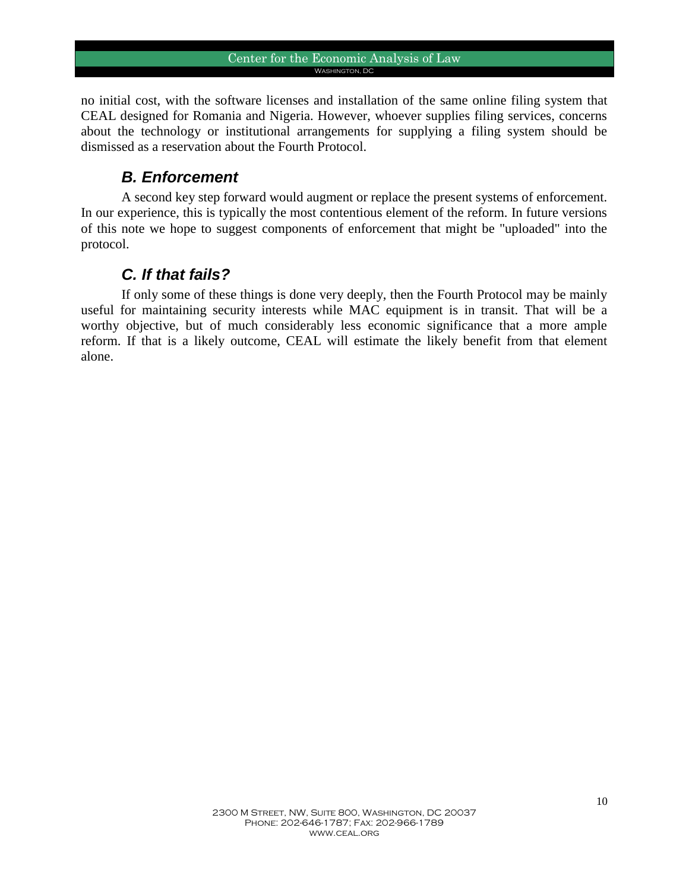no initial cost, with the software licenses and installation of the same online filing system that CEAL designed for Romania and Nigeria. However, whoever supplies filing services, concerns about the technology or institutional arrangements for supplying a filing system should be dismissed as a reservation about the Fourth Protocol.

### *B. Enforcement*

A second key step forward would augment or replace the present systems of enforcement. In our experience, this is typically the most contentious element of the reform. In future versions of this note we hope to suggest components of enforcement that might be "uploaded" into the protocol.

### *C. If that fails?*

If only some of these things is done very deeply, then the Fourth Protocol may be mainly useful for maintaining security interests while MAC equipment is in transit. That will be a worthy objective, but of much considerably less economic significance that a more ample reform. If that is a likely outcome, CEAL will estimate the likely benefit from that element alone.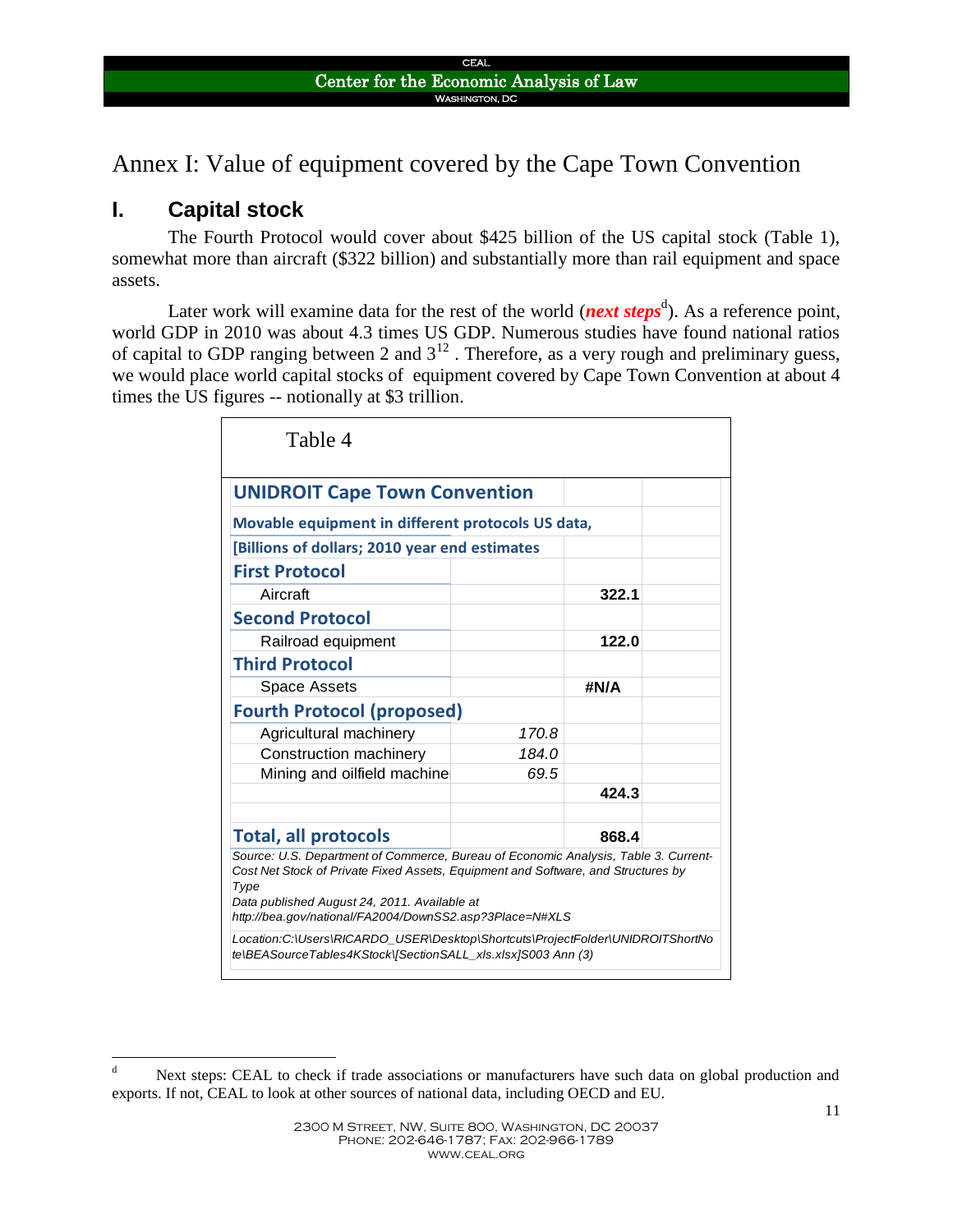# Annex I: Value of equipment covered by the Cape Town Convention

## I. Capital stock

The Fourth Protocol would cover about $425 billion of the US capital stock (Table 1), somewhat more than aircraft ($322 billion) and substantially more than rail equipment and space assets.

Later work will examine data for the rest of the world (***next steps***[d]). As a reference point, world GDP in 2010 was about 4.3 times US GDP. Numerous studies have found national ratios of capital to GDP ranging between 2 and 3[12] . Therefore, as a very rough and preliminary guess, we would place world capital stocks of equipment covered by Cape Town Convention at about 4 times the US figures -- notionally at $3 trillion.

Table 4

| **UNIDROIT Cape Town Convention** | | | |
|---|---|---|---|
| **Movable equipment in different protocols US data,** | | | |
| **[Billions of dollars; 2010 year end estimates** | | | |
| **First Protocol** | | | |
| Aircraft | | **322.1** | |
| **Second Protocol** | | | |
| Railroad equipment | | **122.0** | |
| **Third Protocol** | | | |
| Space Assets | | **#N/A** | |
| **Fourth Protocol (proposed)** | | | |
| Agricultural machinery | *170.8* | | |
| Construction machinery | *184.0* | | |
| Mining and oilfield machine | *69.5* | | |
| | | **424.3** | |
| | | | |
| **Total, all protocols** | | **868.4** | |

*Source: U.S. Department of Commerce, Bureau of Economic Analysis, Table 3. Current-Cost Net Stock of Private Fixed Assets, Equipment and Software, and Structures by Type*
*Data published August 24, 2011. Available at http://bea.gov/national/FA2004/DownSS2.asp?3Place=N#XLS*

*Location:C:\Users\RICARDO_USER\Desktop\Shortcuts\ProjectFolder\UNIDROITShortNote\BEASourceTables4KStock\[SectionSALL_xls.xlsx]S003 Ann (3)*

---

[d] Next steps: CEAL to check if trade associations or manufacturers have such data on global production and exports. If not, CEAL to look at other sources of national data, including OECD and EU.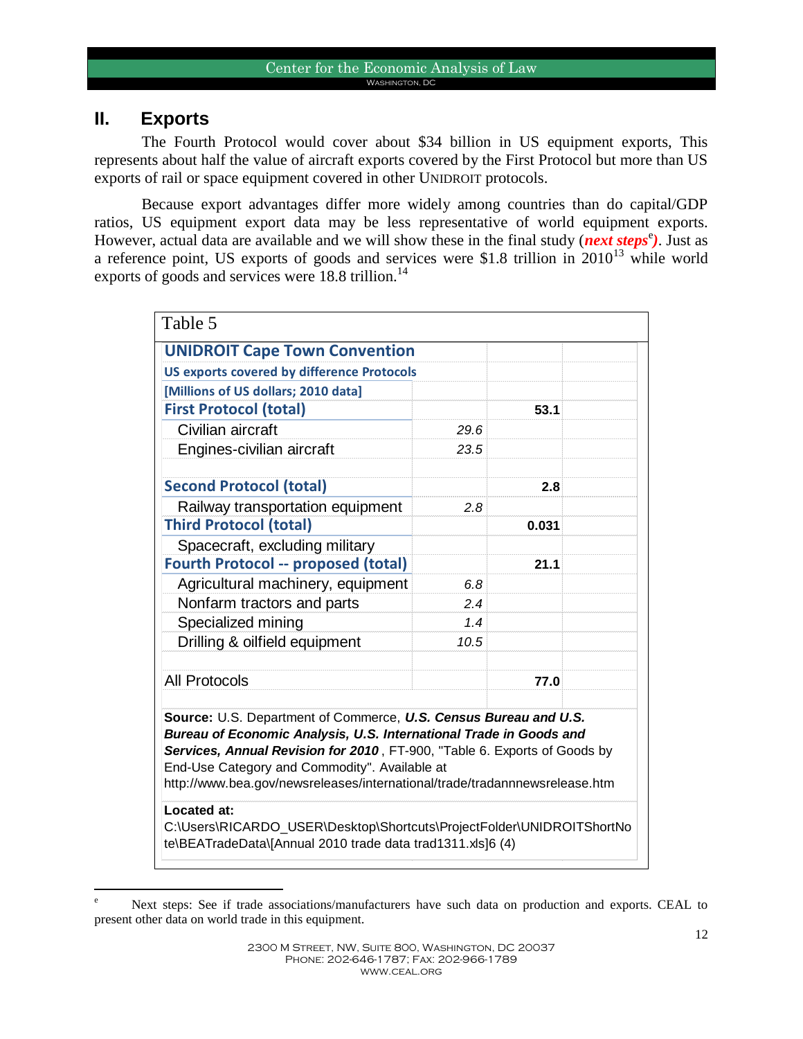## II. Exports

The Fourth Protocol would cover about $34 billion in US equipment exports, This represents about half the value of aircraft exports covered by the First Protocol but more than US exports of rail or space equipment covered in other UNIDROIT protocols.

Because export advantages differ more widely among countries than do capital/GDP ratios, US equipment export data may be less representative of world equipment exports. However, actual data are available and we will show these in the final study (***next steps***[e]). Just as a reference point, US exports of goods and services were $1.8 trillion in 2010[13] while world exports of goods and services were 18.8 trillion.[14]

Table 5

| **UNIDROIT Cape Town Convention** | | |
|---|---|---|
| **US exports covered by difference Protocols** | | |
| **[Millions of US dollars; 2010 data]** | | |
| **First Protocol (total)** | | **53.1** |
| Civilian aircraft | *29.6* | |
| Engines-civilian aircraft | *23.5* | |
| | | |
| **Second Protocol (total)** | | **2.8** |
| Railway transportation equipment | *2.8* | |
| **Third Protocol (total)** | | **0.031** |
| Spacecraft, excluding military | | |
| **Fourth Protocol -- proposed (total)** | | **21.1** |
| Agricultural machinery, equipment | *6.8* | |
| Nonfarm tractors and parts | *2.4* | |
| Specialized mining | *1.4* | |
| Drilling & oilfield equipment | *10.5* | |
| | | |
| All Protocols | | **77.0** |

**Source:** U.S. Department of Commerce, ***U.S. Census Bureau and U.S. Bureau of Economic Analysis, U.S. International Trade in Goods and Services, Annual Revision for 2010***, FT-900, "Table 6. Exports of Goods by End-Use Category and Commodity". Available at http://www.bea.gov/newsreleases/international/trade/tradannnewsrelease.htm

**Located at:**
C:\Users\RICARDO_USER\Desktop\Shortcuts\ProjectFolder\UNIDROITShortNote\BEATradeData\[Annual 2010 trade data trad1311.xls]6 (4)

---

[e] Next steps: See if trade associations/manufacturers have such data on production and exports. CEAL to present other data on world trade in this equipment.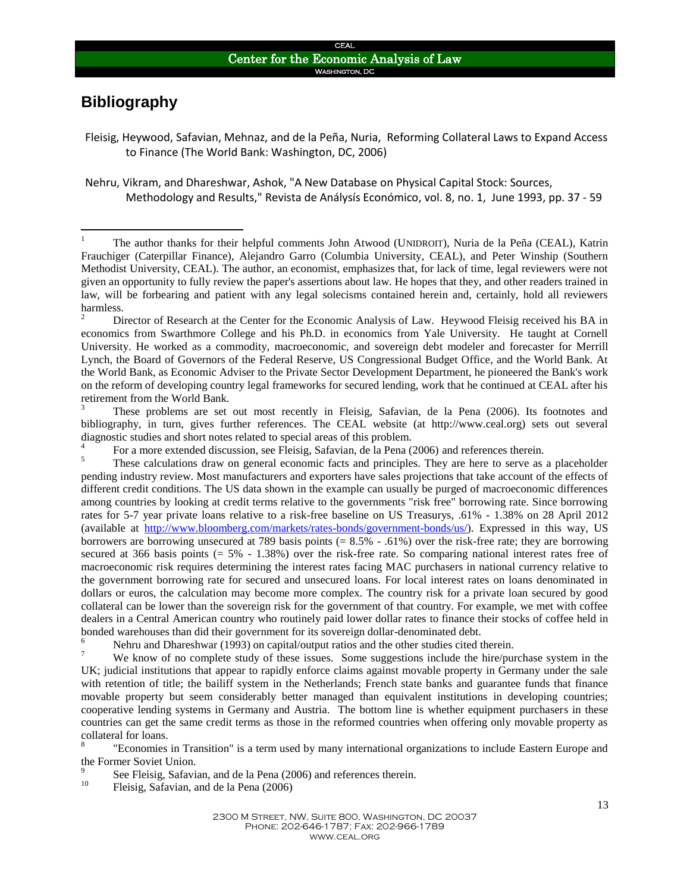## Bibliography

Fleisig, Heywood, Safavian, Mehnaz, and de la Peña, Nuria, Reforming Collateral Laws to Expand Access to Finance (The World Bank: Washington, DC, 2006)

Nehru, Vikram, and Dhareshwar, Ashok, "A New Database on Physical Capital Stock: Sources, Methodology and Results," Revista de Análysís Económico, vol. 8, no. 1, June 1993, pp. 37 - 59

---

[1] The author thanks for their helpful comments John Atwood (UNIDROIT), Nuria de la Peña (CEAL), Katrin Frauchiger (Caterpillar Finance), Alejandro Garro (Columbia University, CEAL), and Peter Winship (Southern Methodist University, CEAL). The author, an economist, emphasizes that, for lack of time, legal reviewers were not given an opportunity to fully review the paper's assertions about law. He hopes that they, and other readers trained in law, will be forbearing and patient with any legal solecisms contained herein and, certainly, hold all reviewers harmless.

[2] Director of Research at the Center for the Economic Analysis of Law. Heywood Fleisig received his BA in economics from Swarthmore College and his Ph.D. in economics from Yale University. He taught at Cornell University. He worked as a commodity, macroeconomic, and sovereign debt modeler and forecaster for Merrill Lynch, the Board of Governors of the Federal Reserve, US Congressional Budget Office, and the World Bank. At the World Bank, as Economic Adviser to the Private Sector Development Department, he pioneered the Bank's work on the reform of developing country legal frameworks for secured lending, work that he continued at CEAL after his retirement from the World Bank.

[3] These problems are set out most recently in Fleisig, Safavian, de la Pena (2006). Its footnotes and bibliography, in turn, gives further references. The CEAL website (at http://www.ceal.org) sets out several diagnostic studies and short notes related to special areas of this problem.

[4] For a more extended discussion, see Fleisig, Safavian, de la Pena (2006) and references therein.

[5] These calculations draw on general economic facts and principles. They are here to serve as a placeholder pending industry review. Most manufacturers and exporters have sales projections that take account of the effects of different credit conditions. The US data shown in the example can usually be purged of macroeconomic differences among countries by looking at credit terms relative to the governments "risk free" borrowing rate. Since borrowing rates for 5-7 year private loans relative to a risk-free baseline on US Treasurys, .61% - 1.38% on 28 April 2012 (available at http://www.bloomberg.com/markets/rates-bonds/government-bonds/us/). Expressed in this way, US borrowers are borrowing unsecured at 789 basis points (= 8.5% - .61%) over the risk-free rate; they are borrowing secured at 366 basis points (= 5% - 1.38%) over the risk-free rate. So comparing national interest rates free of macroeconomic risk requires determining the interest rates facing MAC purchasers in national currency relative to the government borrowing rate for secured and unsecured loans. For local interest rates on loans denominated in dollars or euros, the calculation may become more complex. The country risk for a private loan secured by good collateral can be lower than the sovereign risk for the government of that country. For example, we met with coffee dealers in a Central American country who routinely paid lower dollar rates to finance their stocks of coffee held in bonded warehouses than did their government for its sovereign dollar-denominated debt.

[6] Nehru and Dhareshwar (1993) on capital/output ratios and the other studies cited therein.

[7] We know of no complete study of these issues. Some suggestions include the hire/purchase system in the UK; judicial institutions that appear to rapidly enforce claims against movable property in Germany under the sale with retention of title; the bailiff system in the Netherlands; French state banks and guarantee funds that finance movable property but seem considerably better managed than equivalent institutions in developing countries; cooperative lending systems in Germany and Austria. The bottom line is whether equipment purchasers in these countries can get the same credit terms as those in the reformed countries when offering only movable property as collateral for loans.

[8] "Economies in Transition" is a term used by many international organizations to include Eastern Europe and the Former Soviet Union.

[9] See Fleisig, Safavian, and de la Pena (2006) and references therein.

[10] Fleisig, Safavian, and de la Pena (2006)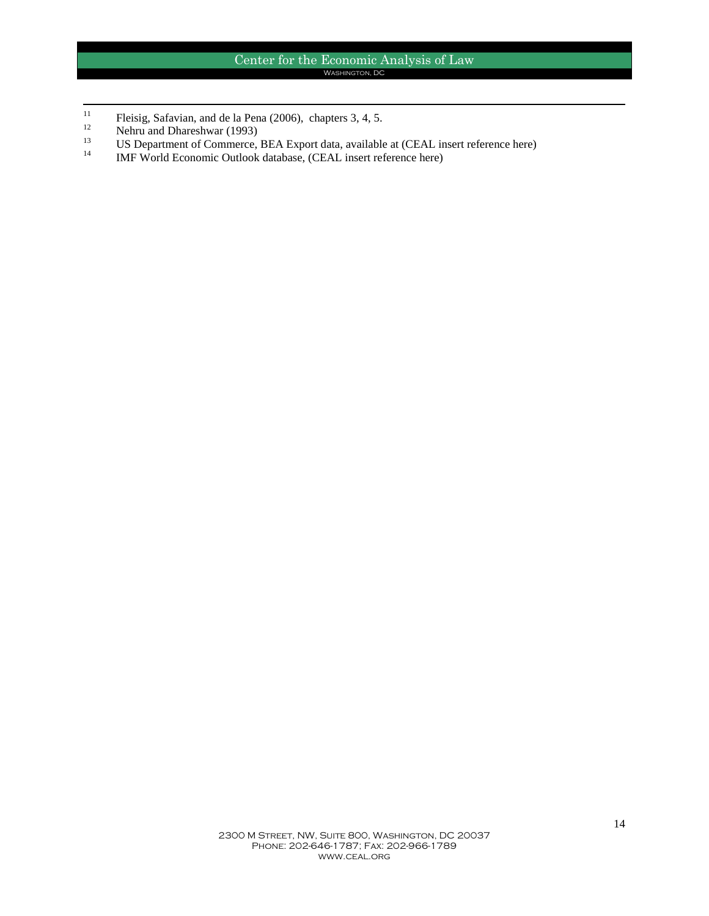[11] Fleisig, Safavian, and de la Pena (2006), chapters 3, 4, 5.

[12] Nehru and Dhareshwar (1993)

[13] US Department of Commerce, BEA Export data, available at (CEAL insert reference here)

[14] IMF World Economic Outlook database, (CEAL insert reference here)